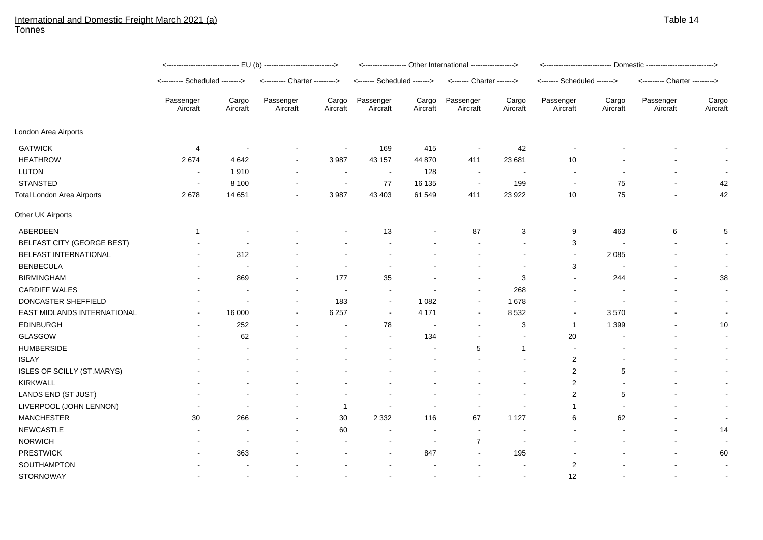International and Domestic Freight March 2021 (a)
Tonnes

Table 14

| | EU (b) | | | | Other International | | | | Domestic | | | |
|---|---|---|---|---|---|---|---|---|---|---|---|---|
| | Scheduled | | Charter | | Scheduled | | Charter | | Scheduled | | Charter | |
| | Passenger Aircraft | Cargo Aircraft | Passenger Aircraft | Cargo Aircraft | Passenger Aircraft | Cargo Aircraft | Passenger Aircraft | Cargo Aircraft | Passenger Aircraft | Cargo Aircraft | Passenger Aircraft | Cargo Aircraft |
| London Area Airports | | | | | | | | | | | | |
| GATWICK | 4 | - | - | - | 169 | 415 | - | 42 | - | - | - | - |
| HEATHROW | 2 674 | 4 642 | - | 3 987 | 43 157 | 44 870 | 411 | 23 681 | 10 | - | - | - |
| LUTON | - | 1 910 | - | - | - | 128 | - | - | - | - | - | - |
| STANSTED | - | 8 100 | - | - | 77 | 16 135 | - | 199 | - | 75 | - | 42 |
| Total London Area Airports | 2 678 | 14 651 | - | 3 987 | 43 403 | 61 549 | 411 | 23 922 | 10 | 75 | - | 42 |
| Other UK Airports | | | | | | | | | | | | |
| ABERDEEN | 1 | - | - | - | 13 | - | 87 | 3 | 9 | 463 | 6 | 5 |
| BELFAST CITY (GEORGE BEST) | - | - | - | - | - | - | - | - | 3 | - | - | - |
| BELFAST INTERNATIONAL | - | 312 | - | - | - | - | - | - | - | 2 085 | - | - |
| BENBECULA | - | - | - | - | - | - | - | - | 3 | - | - | - |
| BIRMINGHAM | - | 869 | - | 177 | 35 | - | - | 3 | - | 244 | - | 38 |
| CARDIFF WALES | - | - | - | - | - | - | - | 268 | - | - | - | - |
| DONCASTER SHEFFIELD | - | - | - | 183 | - | 1 082 | - | 1 678 | - | - | - | - |
| EAST MIDLANDS INTERNATIONAL | - | 16 000 | - | 6 257 | - | 4 171 | - | 8 532 | - | 3 570 | - | - |
| EDINBURGH | - | 252 | - | - | 78 | - | - | 3 | 1 | 1 399 | - | 10 |
| GLASGOW | - | 62 | - | - | - | 134 | - | - | 20 | - | - | - |
| HUMBERSIDE | - | - | - | - | - | - | 5 | 1 | - | - | - | - |
| ISLAY | - | - | - | - | - | - | - | - | 2 | - | - | - |
| ISLES OF SCILLY (ST.MARYS) | - | - | - | - | - | - | - | - | 2 | 5 | - | - |
| KIRKWALL | - | - | - | - | - | - | - | - | 2 | - | - | - |
| LANDS END (ST JUST) | - | - | - | - | - | - | - | - | 2 | 5 | - | - |
| LIVERPOOL (JOHN LENNON) | - | - | - | 1 | - | - | - | - | 1 | - | - | - |
| MANCHESTER | 30 | 266 | - | 30 | 2 332 | 116 | 67 | 1 127 | 6 | 62 | - | - |
| NEWCASTLE | - | - | - | 60 | - | - | - | - | - | - | - | 14 |
| NORWICH | - | - | - | - | - | - | 7 | - | - | - | - | - |
| PRESTWICK | - | 363 | - | - | - | 847 | - | 195 | - | - | - | 60 |
| SOUTHAMPTON | - | - | - | - | - | - | - | - | 2 | - | - | - |
| STORNOWAY | - | - | - | - | - | - | - | - | 12 | - | - | - |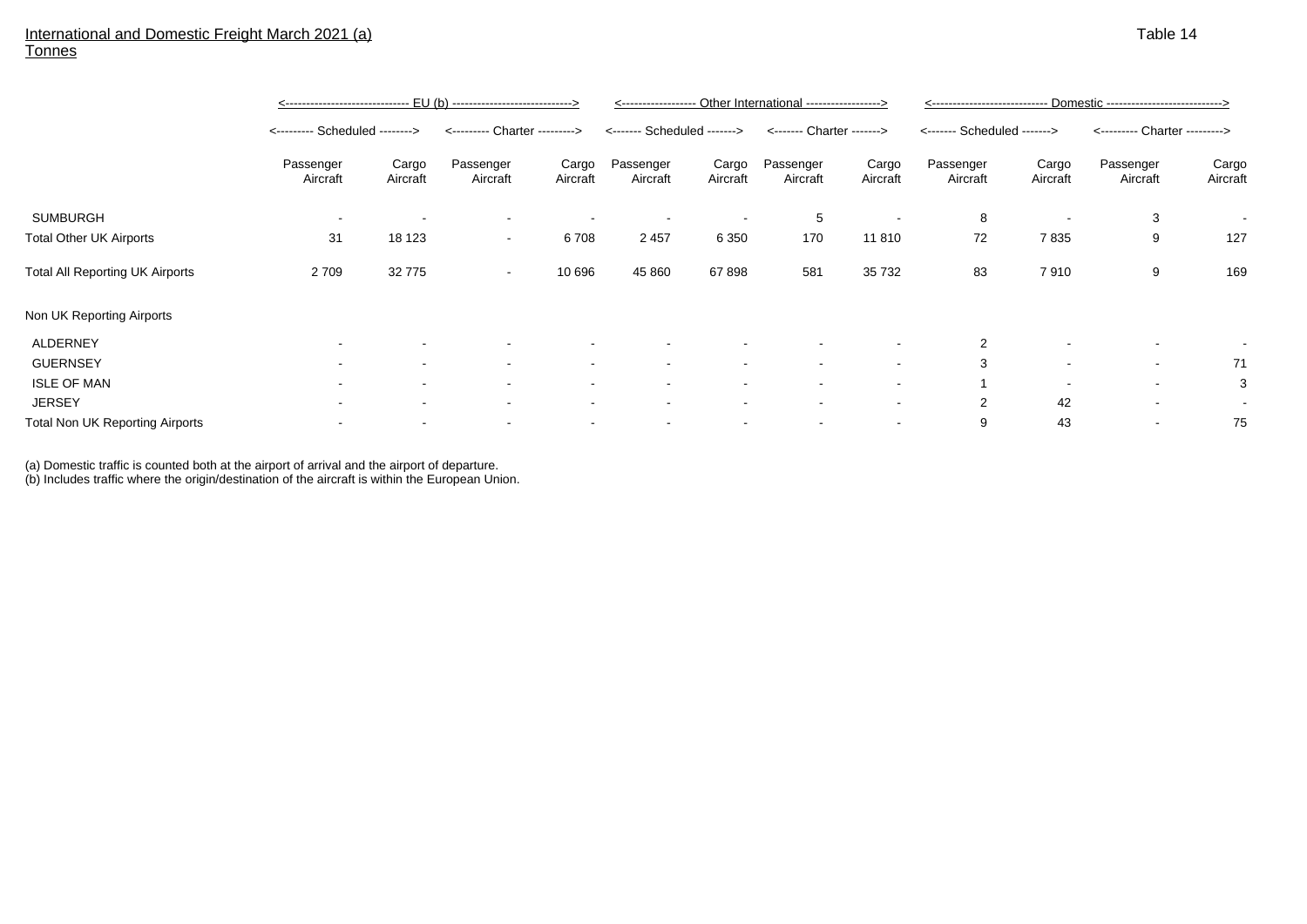International and Domestic Freight March 2021 (a)
Tonnes

Table 14

| | EU (b) | | | | Other International | | | | Domestic | | | |
|---|---|---|---|---|---|---|---|---|---|---|---|---|
| | Scheduled | | Charter | | Scheduled | | Charter | | Scheduled | | Charter | |
| | Passenger Aircraft | Cargo Aircraft | Passenger Aircraft | Cargo Aircraft | Passenger Aircraft | Cargo Aircraft | Passenger Aircraft | Cargo Aircraft | Passenger Aircraft | Cargo Aircraft | Passenger Aircraft | Cargo Aircraft |
| SUMBURGH | - | - | - | - | - | - | 5 | - | 8 | - | 3 | - |
| Total Other UK Airports | 31 | 18 123 | - | 6 708 | 2 457 | 6 350 | 170 | 11 810 | 72 | 7 835 | 9 | 127 |
| Total All Reporting UK Airports | 2 709 | 32 775 | - | 10 696 | 45 860 | 67 898 | 581 | 35 732 | 83 | 7 910 | 9 | 169 |
| Non UK Reporting Airports | | | | | | | | | | | | |
| ALDERNEY | - | - | - | - | - | - | - | - | 2 | - | - | - |
| GUERNSEY | - | - | - | - | - | - | - | - | 3 | - | - | 71 |
| ISLE OF MAN | - | - | - | - | - | - | - | - | 1 | - | - | 3 |
| JERSEY | - | - | - | - | - | - | - | - | 2 | 42 | - | - |
| Total Non UK Reporting Airports | - | - | - | - | - | - | - | - | 9 | 43 | - | 75 |

(a) Domestic traffic is counted both at the airport of arrival and the airport of departure.
(b) Includes traffic where the origin/destination of the aircraft is within the European Union.